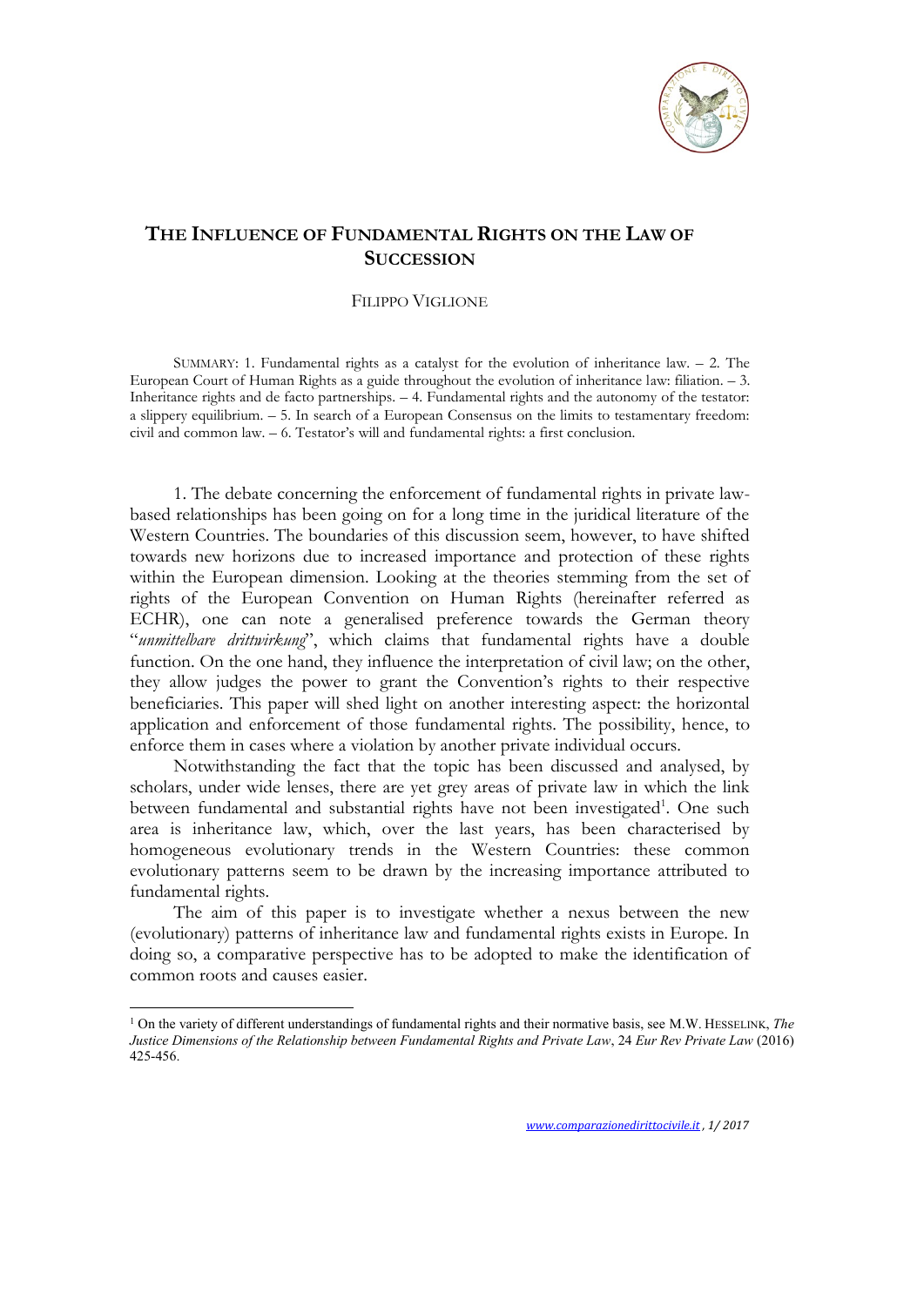# The Influence of Fundamental Rights on the Law of Succession

Filippo Viglione

SUMMARY: 1. Fundamental rights as a catalyst for the evolution of inheritance law. – 2. The European Court of Human Rights as a guide throughout the evolution of inheritance law: filiation. – 3. Inheritance rights and de facto partnerships. – 4. Fundamental rights and the autonomy of the testator: a slippery equilibrium. – 5. In search of a European Consensus on the limits to testamentary freedom: civil and common law. – 6. Testator's will and fundamental rights: a first conclusion.

1. The debate concerning the enforcement of fundamental rights in private law-based relationships has been going on for a long time in the juridical literature of the Western Countries. The boundaries of this discussion seem, however, to have shifted towards new horizons due to increased importance and protection of these rights within the European dimension. Looking at the theories stemming from the set of rights of the European Convention on Human Rights (hereinafter referred as ECHR), one can note a generalised preference towards the German theory "*unmittelbare drittwirkung*", which claims that fundamental rights have a double function. On the one hand, they influence the interpretation of civil law; on the other, they allow judges the power to grant the Convention's rights to their respective beneficiaries. This paper will shed light on another interesting aspect: the horizontal application and enforcement of those fundamental rights. The possibility, hence, to enforce them in cases where a violation by another private individual occurs.

Notwithstanding the fact that the topic has been discussed and analysed, by scholars, under wide lenses, there are yet grey areas of private law in which the link between fundamental and substantial rights have not been investigated[1]. One such area is inheritance law, which, over the last years, has been characterised by homogeneous evolutionary trends in the Western Countries: these common evolutionary patterns seem to be drawn by the increasing importance attributed to fundamental rights.

The aim of this paper is to investigate whether a nexus between the new (evolutionary) patterns of inheritance law and fundamental rights exists in Europe. In doing so, a comparative perspective has to be adopted to make the identification of common roots and causes easier.

[1] On the variety of different understandings of fundamental rights and their normative basis, see M.W. HESSELINK, *The Justice Dimensions of the Relationship between Fundamental Rights and Private Law*, 24 *Eur Rev Private Law* (2016) 425-456.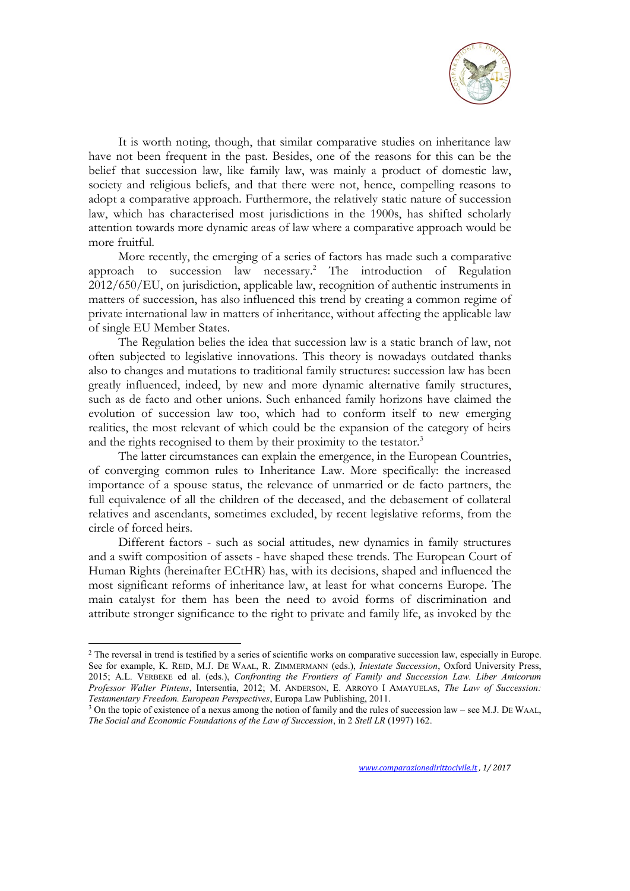It is worth noting, though, that similar comparative studies on inheritance law have not been frequent in the past. Besides, one of the reasons for this can be the belief that succession law, like family law, was mainly a product of domestic law, society and religious beliefs, and that there were not, hence, compelling reasons to adopt a comparative approach. Furthermore, the relatively static nature of succession law, which has characterised most jurisdictions in the 1900s, has shifted scholarly attention towards more dynamic areas of law where a comparative approach would be more fruitful.

More recently, the emerging of a series of factors has made such a comparative approach to succession law necessary.[2] The introduction of Regulation 2012/650/EU, on jurisdiction, applicable law, recognition of authentic instruments in matters of succession, has also influenced this trend by creating a common regime of private international law in matters of inheritance, without affecting the applicable law of single EU Member States.

The Regulation belies the idea that succession law is a static branch of law, not often subjected to legislative innovations. This theory is nowadays outdated thanks also to changes and mutations to traditional family structures: succession law has been greatly influenced, indeed, by new and more dynamic alternative family structures, such as de facto and other unions. Such enhanced family horizons have claimed the evolution of succession law too, which had to conform itself to new emerging realities, the most relevant of which could be the expansion of the category of heirs and the rights recognised to them by their proximity to the testator.[3]

The latter circumstances can explain the emergence, in the European Countries, of converging common rules to Inheritance Law. More specifically: the increased importance of a spouse status, the relevance of unmarried or de facto partners, the full equivalence of all the children of the deceased, and the debasement of collateral relatives and ascendants, sometimes excluded, by recent legislative reforms, from the circle of forced heirs.

Different factors - such as social attitudes, new dynamics in family structures and a swift composition of assets - have shaped these trends. The European Court of Human Rights (hereinafter ECtHR) has, with its decisions, shaped and influenced the most significant reforms of inheritance law, at least for what concerns Europe. The main catalyst for them has been the need to avoid forms of discrimination and attribute stronger significance to the right to private and family life, as invoked by the

---

[2] The reversal in trend is testified by a series of scientific works on comparative succession law, especially in Europe. See for example, K. REID, M.J. DE WAAL, R. ZIMMERMANN (eds.), *Intestate Succession*, Oxford University Press, 2015; A.L. VERBEKE ed al. (eds.), *Confronting the Frontiers of Family and Succession Law. Liber Amicorum Professor Walter Pintens*, Intersentia, 2012; M. ANDERSON, E. ARROYO I AMAYUELAS, *The Law of Succession: Testamentary Freedom. European Perspectives*, Europa Law Publishing, 2011.

[3] On the topic of existence of a nexus among the notion of family and the rules of succession law – see M.J. DE WAAL, *The Social and Economic Foundations of the Law of Succession*, in 2 *Stell LR* (1997) 162.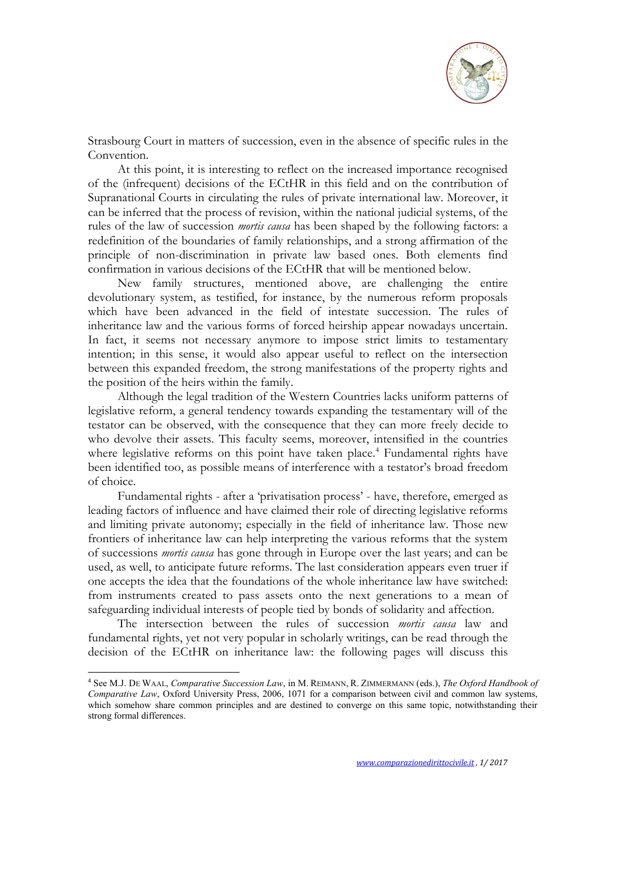Strasbourg Court in matters of succession, even in the absence of specific rules in the Convention.

At this point, it is interesting to reflect on the increased importance recognised of the (infrequent) decisions of the ECtHR in this field and on the contribution of Supranational Courts in circulating the rules of private international law. Moreover, it can be inferred that the process of revision, within the national judicial systems, of the rules of the law of succession *mortis causa* has been shaped by the following factors: a redefinition of the boundaries of family relationships, and a strong affirmation of the principle of non-discrimination in private law based ones. Both elements find confirmation in various decisions of the ECtHR that will be mentioned below.

New family structures, mentioned above, are challenging the entire devolutionary system, as testified, for instance, by the numerous reform proposals which have been advanced in the field of intestate succession. The rules of inheritance law and the various forms of forced heirship appear nowadays uncertain. In fact, it seems not necessary anymore to impose strict limits to testamentary intention; in this sense, it would also appear useful to reflect on the intersection between this expanded freedom, the strong manifestations of the property rights and the position of the heirs within the family.

Although the legal tradition of the Western Countries lacks uniform patterns of legislative reform, a general tendency towards expanding the testamentary will of the testator can be observed, with the consequence that they can more freely decide to who devolve their assets. This faculty seems, moreover, intensified in the countries where legislative reforms on this point have taken place.[4] Fundamental rights have been identified too, as possible means of interference with a testator's broad freedom of choice.

Fundamental rights - after a 'privatisation process' - have, therefore, emerged as leading factors of influence and have claimed their role of directing legislative reforms and limiting private autonomy; especially in the field of inheritance law. Those new frontiers of inheritance law can help interpreting the various reforms that the system of successions *mortis causa* has gone through in Europe over the last years; and can be used, as well, to anticipate future reforms. The last consideration appears even truer if one accepts the idea that the foundations of the whole inheritance law have switched: from instruments created to pass assets onto the next generations to a mean of safeguarding individual interests of people tied by bonds of solidarity and affection.

The intersection between the rules of succession *mortis causa* law and fundamental rights, yet not very popular in scholarly writings, can be read through the decision of the ECtHR on inheritance law: the following pages will discuss this

---

[4] See M.J. DE WAAL, *Comparative Succession Law*, in M. REIMANN, R. ZIMMERMANN (eds.), *The Oxford Handbook of Comparative Law*, Oxford University Press, 2006, 1071 for a comparison between civil and common law systems, which somehow share common principles and are destined to converge on this same topic, notwithstanding their strong formal differences.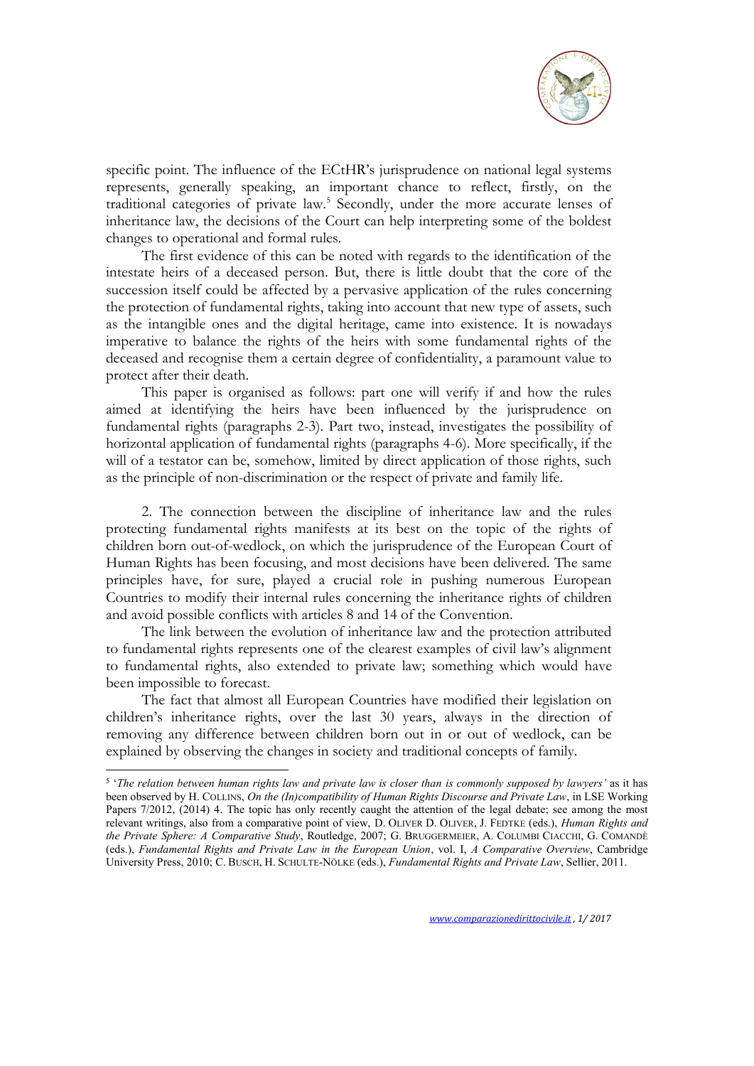specific point. The influence of the ECtHR's jurisprudence on national legal systems represents, generally speaking, an important chance to reflect, firstly, on the traditional categories of private law.[5] Secondly, under the more accurate lenses of inheritance law, the decisions of the Court can help interpreting some of the boldest changes to operational and formal rules.

The first evidence of this can be noted with regards to the identification of the intestate heirs of a deceased person. But, there is little doubt that the core of the succession itself could be affected by a pervasive application of the rules concerning the protection of fundamental rights, taking into account that new type of assets, such as the intangible ones and the digital heritage, came into existence. It is nowadays imperative to balance the rights of the heirs with some fundamental rights of the deceased and recognise them a certain degree of confidentiality, a paramount value to protect after their death.

This paper is organised as follows: part one will verify if and how the rules aimed at identifying the heirs have been influenced by the jurisprudence on fundamental rights (paragraphs 2-3). Part two, instead, investigates the possibility of horizontal application of fundamental rights (paragraphs 4-6). More specifically, if the will of a testator can be, somehow, limited by direct application of those rights, such as the principle of non-discrimination or the respect of private and family life.

2. The connection between the discipline of inheritance law and the rules protecting fundamental rights manifests at its best on the topic of the rights of children born out-of-wedlock, on which the jurisprudence of the European Court of Human Rights has been focusing, and most decisions have been delivered. The same principles have, for sure, played a crucial role in pushing numerous European Countries to modify their internal rules concerning the inheritance rights of children and avoid possible conflicts with articles 8 and 14 of the Convention.

The link between the evolution of inheritance law and the protection attributed to fundamental rights represents one of the clearest examples of civil law's alignment to fundamental rights, also extended to private law; something which would have been impossible to forecast.

The fact that almost all European Countries have modified their legislation on children's inheritance rights, over the last 30 years, always in the direction of removing any difference between children born out in or out of wedlock, can be explained by observing the changes in society and traditional concepts of family.

---

[5] '*The relation between human rights law and private law is closer than is commonly supposed by lawyers*' as it has been observed by H. COLLINS, *On the (In)compatibility of Human Rights Discourse and Private Law*, in LSE Working Papers 7/2012, (2014) 4. The topic has only recently caught the attention of the legal debate; see among the most relevant writings, also from a comparative point of view, D. OLIVER D. OLIVER, J. FEDTKE (eds.), *Human Rights and the Private Sphere: A Comparative Study*, Routledge, 2007; G. BRUGGERMEIER, A. COLUMBI CIACCHI, G. COMANDÈ (eds.), *Fundamental Rights and Private Law in the European Union*, vol. I, *A Comparative Overview*, Cambridge University Press, 2010; C. BUSCH, H. SCHULTE-NÖLKE (eds.), *Fundamental Rights and Private Law*, Sellier, 2011.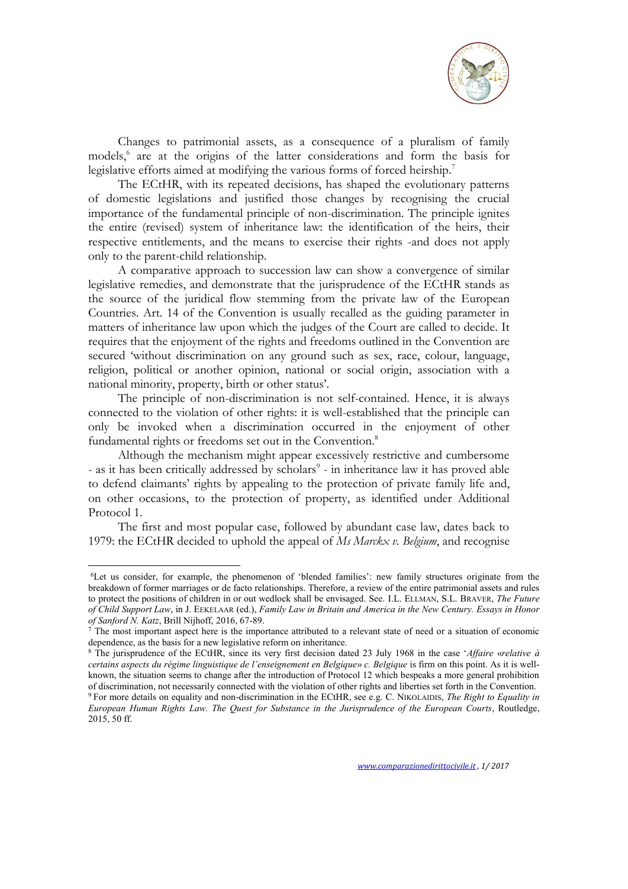Changes to patrimonial assets, as a consequence of a pluralism of family models,[6] are at the origins of the latter considerations and form the basis for legislative efforts aimed at modifying the various forms of forced heirship.[7]

The ECtHR, with its repeated decisions, has shaped the evolutionary patterns of domestic legislations and justified those changes by recognising the crucial importance of the fundamental principle of non-discrimination. The principle ignites the entire (revised) system of inheritance law: the identification of the heirs, their respective entitlements, and the means to exercise their rights -and does not apply only to the parent-child relationship.

A comparative approach to succession law can show a convergence of similar legislative remedies, and demonstrate that the jurisprudence of the ECtHR stands as the source of the juridical flow stemming from the private law of the European Countries. Art. 14 of the Convention is usually recalled as the guiding parameter in matters of inheritance law upon which the judges of the Court are called to decide. It requires that the enjoyment of the rights and freedoms outlined in the Convention are secured 'without discrimination on any ground such as sex, race, colour, language, religion, political or another opinion, national or social origin, association with a national minority, property, birth or other status'.

The principle of non-discrimination is not self-contained. Hence, it is always connected to the violation of other rights: it is well-established that the principle can only be invoked when a discrimination occurred in the enjoyment of other fundamental rights or freedoms set out in the Convention.[8]

Although the mechanism might appear excessively restrictive and cumbersome - as it has been critically addressed by scholars[9] - in inheritance law it has proved able to defend claimants' rights by appealing to the protection of private family life and, on other occasions, to the protection of property, as identified under Additional Protocol 1.

The first and most popular case, followed by abundant case law, dates back to 1979: the ECtHR decided to uphold the appeal of *Ms Marckx v. Belgium*, and recognise

---

[6] Let us consider, for example, the phenomenon of 'blended families': new family structures originate from the breakdown of former marriages or de facto relationships. Therefore, a review of the entire patrimonial assets and rules to protect the positions of children in or out wedlock shall be envisaged. See. I.L. ELLMAN, S.L. BRAVER, *The Future of Child Support Law*, in J. EEKELAAR (ed.), *Family Law in Britain and America in the New Century. Essays in Honor of Sanford N. Katz*, Brill Nijhoff, 2016, 67-89.

[7] The most important aspect here is the importance attributed to a relevant state of need or a situation of economic dependence, as the basis for a new legislative reform on inheritance.

[8] The jurisprudence of the ECtHR, since its very first decision dated 23 July 1968 in the case '*Affaire «relative à certains aspects du régime linguistique de l'enseignement en Belgique» c. Belgique* is firm on this point. As it is well-known, the situation seems to change after the introduction of Protocol 12 which bespeaks a more general prohibition of discrimination, not necessarily connected with the violation of other rights and liberties set forth in the Convention.

[9] For more details on equality and non-discrimination in the ECtHR, see e.g. C. NIKOLAIDIS, *The Right to Equality in European Human Rights Law. The Quest for Substance in the Jurisprudence of the European Courts*, Routledge, 2015, 50 ff.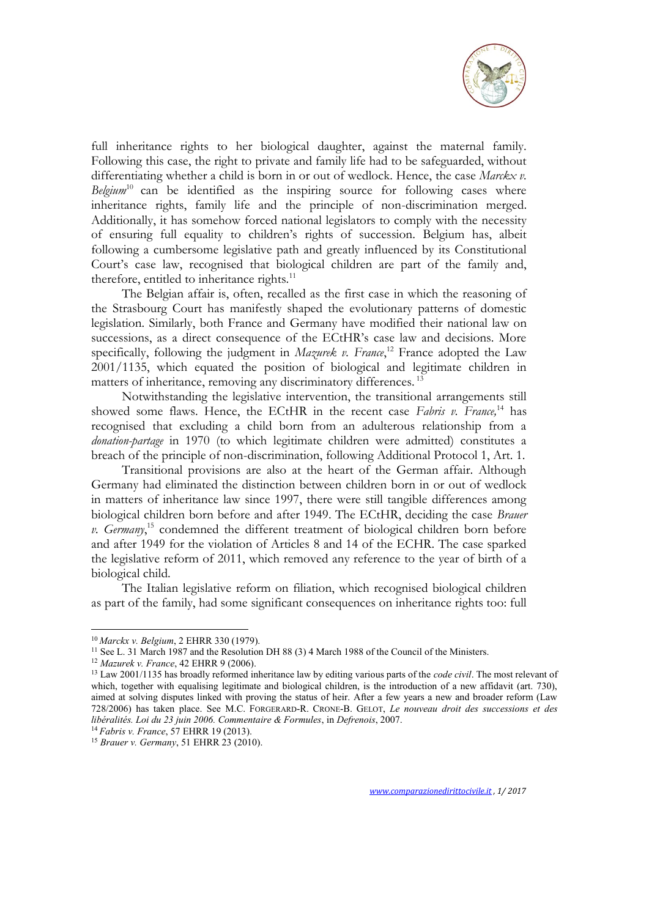full inheritance rights to her biological daughter, against the maternal family. Following this case, the right to private and family life had to be safeguarded, without differentiating whether a child is born in or out of wedlock. Hence, the case *Marckx v. Belgium*[10] can be identified as the inspiring source for following cases where inheritance rights, family life and the principle of non-discrimination merged. Additionally, it has somehow forced national legislators to comply with the necessity of ensuring full equality to children's rights of succession. Belgium has, albeit following a cumbersome legislative path and greatly influenced by its Constitutional Court's case law, recognised that biological children are part of the family and, therefore, entitled to inheritance rights.[11]

The Belgian affair is, often, recalled as the first case in which the reasoning of the Strasbourg Court has manifestly shaped the evolutionary patterns of domestic legislation. Similarly, both France and Germany have modified their national law on successions, as a direct consequence of the ECtHR's case law and decisions. More specifically, following the judgment in *Mazurek v. France*,[12] France adopted the Law 2001/1135, which equated the position of biological and legitimate children in matters of inheritance, removing any discriminatory differences.[13]

Notwithstanding the legislative intervention, the transitional arrangements still showed some flaws. Hence, the ECtHR in the recent case *Fabris v. France,*[14] has recognised that excluding a child born from an adulterous relationship from a *donation-partage* in 1970 (to which legitimate children were admitted) constitutes a breach of the principle of non-discrimination, following Additional Protocol 1, Art. 1.

Transitional provisions are also at the heart of the German affair. Although Germany had eliminated the distinction between children born in or out of wedlock in matters of inheritance law since 1997, there were still tangible differences among biological children born before and after 1949. The ECtHR, deciding the case *Brauer v. Germany*,[15] condemned the different treatment of biological children born before and after 1949 for the violation of Articles 8 and 14 of the ECHR. The case sparked the legislative reform of 2011, which removed any reference to the year of birth of a biological child.

The Italian legislative reform on filiation, which recognised biological children as part of the family, had some significant consequences on inheritance rights too: full

---

[10] *Marckx v. Belgium*, 2 EHRR 330 (1979).

[11] See L. 31 March 1987 and the Resolution DH 88 (3) 4 March 1988 of the Council of the Ministers.

[12] *Mazurek v. France*, 42 EHRR 9 (2006).

[13] Law 2001/1135 has broadly reformed inheritance law by editing various parts of the *code civil*. The most relevant of which, together with equalising legitimate and biological children, is the introduction of a new affidavit (art. 730), aimed at solving disputes linked with proving the status of heir. After a few years a new and broader reform (Law 728/2006) has taken place. See M.C. FORGERARD-R. CRONE-B. GELOT, *Le nouveau droit des successions et des libéralités. Loi du 23 juin 2006. Commentaire & Formules*, in *Defrenois*, 2007.

[14] *Fabris v. France*, 57 EHRR 19 (2013).

[15] *Brauer v. Germany*, 51 EHRR 23 (2010).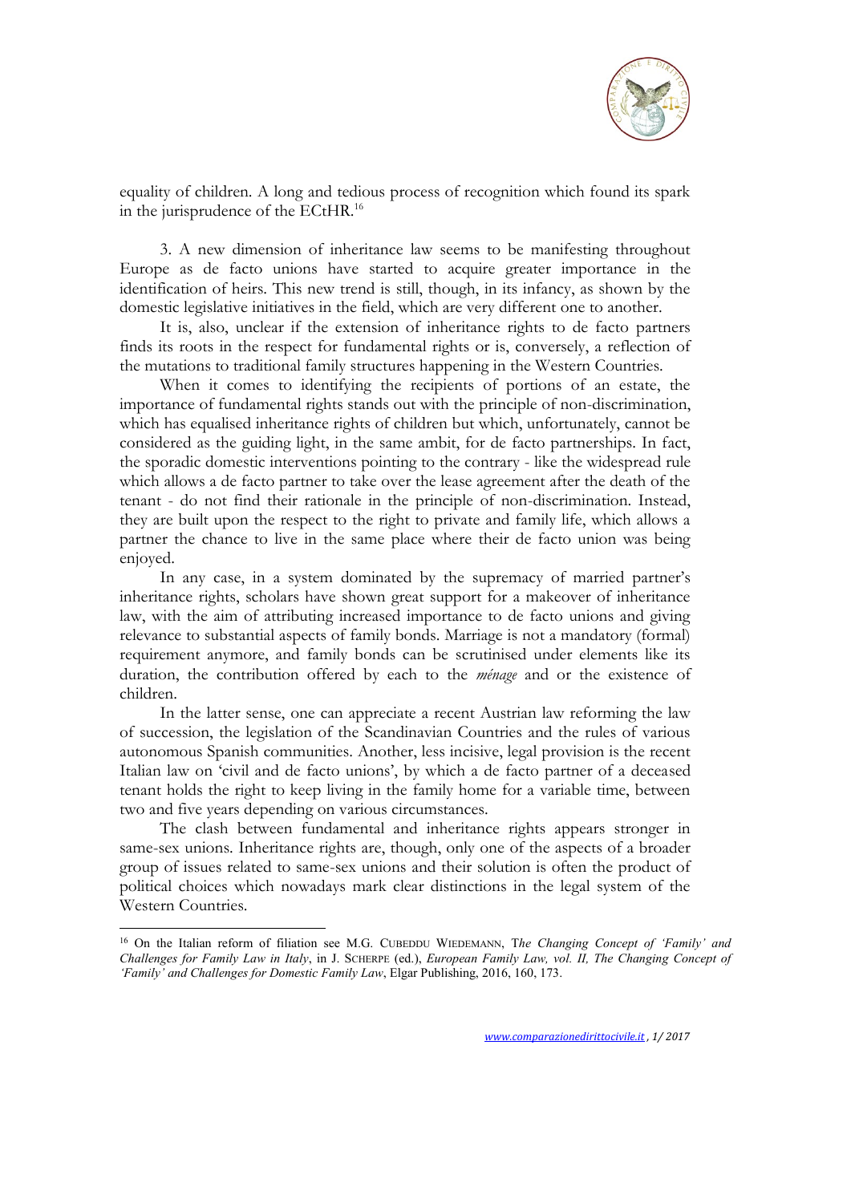equality of children. A long and tedious process of recognition which found its spark in the jurisprudence of the ECtHR.[16]

3. A new dimension of inheritance law seems to be manifesting throughout Europe as de facto unions have started to acquire greater importance in the identification of heirs. This new trend is still, though, in its infancy, as shown by the domestic legislative initiatives in the field, which are very different one to another.

It is, also, unclear if the extension of inheritance rights to de facto partners finds its roots in the respect for fundamental rights or is, conversely, a reflection of the mutations to traditional family structures happening in the Western Countries.

When it comes to identifying the recipients of portions of an estate, the importance of fundamental rights stands out with the principle of non-discrimination, which has equalised inheritance rights of children but which, unfortunately, cannot be considered as the guiding light, in the same ambit, for de facto partnerships. In fact, the sporadic domestic interventions pointing to the contrary - like the widespread rule which allows a de facto partner to take over the lease agreement after the death of the tenant - do not find their rationale in the principle of non-discrimination. Instead, they are built upon the respect to the right to private and family life, which allows a partner the chance to live in the same place where their de facto union was being enjoyed.

In any case, in a system dominated by the supremacy of married partner's inheritance rights, scholars have shown great support for a makeover of inheritance law, with the aim of attributing increased importance to de facto unions and giving relevance to substantial aspects of family bonds. Marriage is not a mandatory (formal) requirement anymore, and family bonds can be scrutinised under elements like its duration, the contribution offered by each to the *ménage* and or the existence of children.

In the latter sense, one can appreciate a recent Austrian law reforming the law of succession, the legislation of the Scandinavian Countries and the rules of various autonomous Spanish communities. Another, less incisive, legal provision is the recent Italian law on 'civil and de facto unions', by which a de facto partner of a deceased tenant holds the right to keep living in the family home for a variable time, between two and five years depending on various circumstances.

The clash between fundamental and inheritance rights appears stronger in same-sex unions. Inheritance rights are, though, only one of the aspects of a broader group of issues related to same-sex unions and their solution is often the product of political choices which nowadays mark clear distinctions in the legal system of the Western Countries.

---

[16] On the Italian reform of filiation see M.G. CUBEDDU WIEDEMANN, *The Changing Concept of 'Family' and Challenges for Family Law in Italy*, in J. SCHERPE (ed.), *European Family Law, vol. II, The Changing Concept of 'Family' and Challenges for Domestic Family Law*, Elgar Publishing, 2016, 160, 173.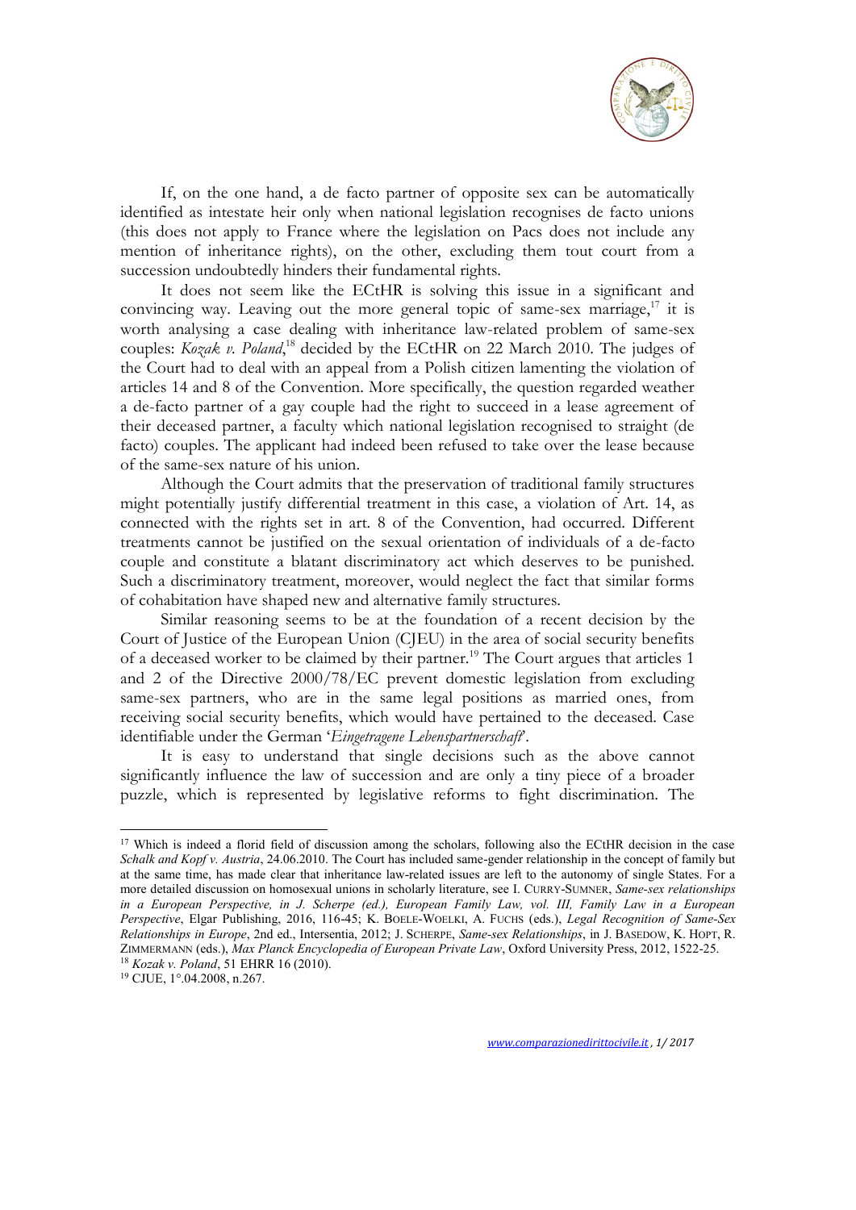If, on the one hand, a de facto partner of opposite sex can be automatically identified as intestate heir only when national legislation recognises de facto unions (this does not apply to France where the legislation on Pacs does not include any mention of inheritance rights), on the other, excluding them tout court from a succession undoubtedly hinders their fundamental rights.

It does not seem like the ECtHR is solving this issue in a significant and convincing way. Leaving out the more general topic of same-sex marriage,[17] it is worth analysing a case dealing with inheritance law-related problem of same-sex couples: *Kozak v. Poland*,[18] decided by the ECtHR on 22 March 2010. The judges of the Court had to deal with an appeal from a Polish citizen lamenting the violation of articles 14 and 8 of the Convention. More specifically, the question regarded weather a de-facto partner of a gay couple had the right to succeed in a lease agreement of their deceased partner, a faculty which national legislation recognised to straight (de facto) couples. The applicant had indeed been refused to take over the lease because of the same-sex nature of his union.

Although the Court admits that the preservation of traditional family structures might potentially justify differential treatment in this case, a violation of Art. 14, as connected with the rights set in art. 8 of the Convention, had occurred. Different treatments cannot be justified on the sexual orientation of individuals of a de-facto couple and constitute a blatant discriminatory act which deserves to be punished. Such a discriminatory treatment, moreover, would neglect the fact that similar forms of cohabitation have shaped new and alternative family structures.

Similar reasoning seems to be at the foundation of a recent decision by the Court of Justice of the European Union (CJEU) in the area of social security benefits of a deceased worker to be claimed by their partner.[19] The Court argues that articles 1 and 2 of the Directive 2000/78/EC prevent domestic legislation from excluding same-sex partners, who are in the same legal positions as married ones, from receiving social security benefits, which would have pertained to the deceased. Case identifiable under the German '*Eingetragene Lebenspartnerschaft*'.

It is easy to understand that single decisions such as the above cannot significantly influence the law of succession and are only a tiny piece of a broader puzzle, which is represented by legislative reforms to fight discrimination. The

---

[17] Which is indeed a florid field of discussion among the scholars, following also the ECtHR decision in the case *Schalk and Kopf v. Austria*, 24.06.2010. The Court has included same-gender relationship in the concept of family but at the same time, has made clear that inheritance law-related issues are left to the autonomy of single States. For a more detailed discussion on homosexual unions in scholarly literature, see I. CURRY-SUMNER, *Same-sex relationships in a European Perspective, in J. Scherpe (ed.), European Family Law, vol. III, Family Law in a European Perspective*, Elgar Publishing, 2016, 116-45; K. BOELE-WOELKI, A. FUCHS (eds.), *Legal Recognition of Same-Sex Relationships in Europe*, 2nd ed., Intersentia, 2012; J. SCHERPE, *Same-sex Relationships*, in J. BASEDOW, K. HOPT, R. ZIMMERMANN (eds.), *Max Planck Encyclopedia of European Private Law*, Oxford University Press, 2012, 1522-25.

[18] *Kozak v. Poland*, 51 EHRR 16 (2010).

[19] CJUE, 1°.04.2008, n.267.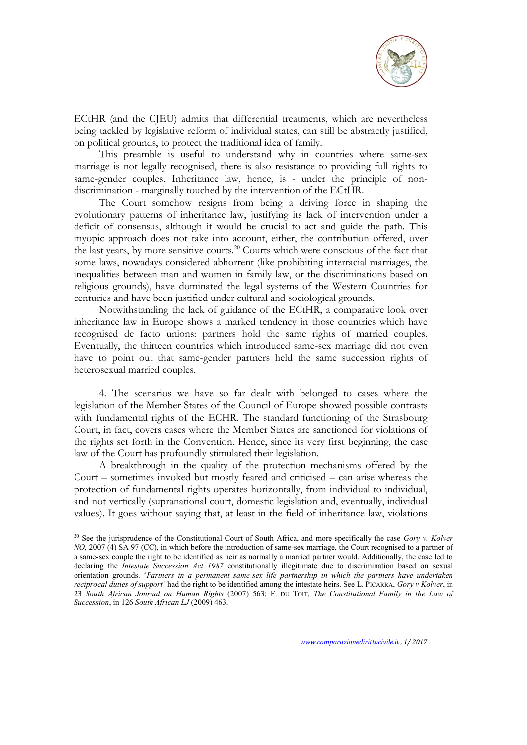ECtHR (and the CJEU) admits that differential treatments, which are nevertheless being tackled by legislative reform of individual states, can still be abstractly justified, on political grounds, to protect the traditional idea of family.

This preamble is useful to understand why in countries where same-sex marriage is not legally recognised, there is also resistance to providing full rights to same-gender couples. Inheritance law, hence, is - under the principle of non-discrimination - marginally touched by the intervention of the ECtHR.

The Court somehow resigns from being a driving force in shaping the evolutionary patterns of inheritance law, justifying its lack of intervention under a deficit of consensus, although it would be crucial to act and guide the path. This myopic approach does not take into account, either, the contribution offered, over the last years, by more sensitive courts.[20] Courts which were conscious of the fact that some laws, nowadays considered abhorrent (like prohibiting interracial marriages, the inequalities between man and women in family law, or the discriminations based on religious grounds), have dominated the legal systems of the Western Countries for centuries and have been justified under cultural and sociological grounds.

Notwithstanding the lack of guidance of the ECtHR, a comparative look over inheritance law in Europe shows a marked tendency in those countries which have recognised de facto unions: partners hold the same rights of married couples. Eventually, the thirteen countries which introduced same-sex marriage did not even have to point out that same-gender partners held the same succession rights of heterosexual married couples.

4. The scenarios we have so far dealt with belonged to cases where the legislation of the Member States of the Council of Europe showed possible contrasts with fundamental rights of the ECHR. The standard functioning of the Strasbourg Court, in fact, covers cases where the Member States are sanctioned for violations of the rights set forth in the Convention. Hence, since its very first beginning, the case law of the Court has profoundly stimulated their legislation.

A breakthrough in the quality of the protection mechanisms offered by the Court – sometimes invoked but mostly feared and criticised – can arise whereas the protection of fundamental rights operates horizontally, from individual to individual, and not vertically (supranational court, domestic legislation and, eventually, individual values). It goes without saying that, at least in the field of inheritance law, violations

---

[20] See the jurisprudence of the Constitutional Court of South Africa, and more specifically the case *Gory v. Kolver NO,* 2007 (4) SA 97 (CC), in which before the introduction of same-sex marriage, the Court recognised to a partner of a same-sex couple the right to be identified as heir as normally a married partner would. Additionally, the case led to declaring the *Intestate Succession Act 1987* constitutionally illegitimate due to discrimination based on sexual orientation grounds. '*Partners in a permanent same-sex life partnership in which the partners have undertaken reciprocal duties of support'* had the right to be identified among the intestate heirs. See L. PICARRA, *Gory v Kolver*, in 23 *South African Journal on Human Rights* (2007) 563; F. DU TOIT, *The Constitutional Family in the Law of Succession*, in 126 *South African LJ* (2009) 463.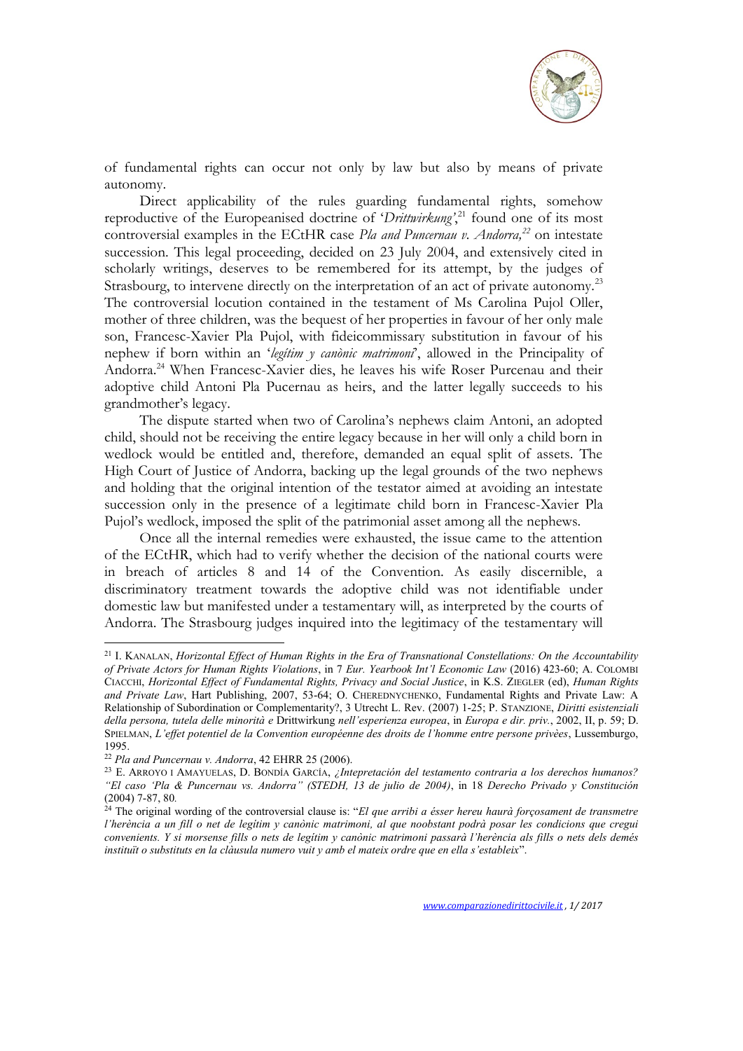of fundamental rights can occur not only by law but also by means of private autonomy.

Direct applicability of the rules guarding fundamental rights, somehow reproductive of the Europeanised doctrine of '*Drittwirkung*',[21] found one of its most controversial examples in the ECtHR case *Pla and Puncernau v. Andorra,*[22] on intestate succession. This legal proceeding, decided on 23 July 2004, and extensively cited in scholarly writings, deserves to be remembered for its attempt, by the judges of Strasbourg, to intervene directly on the interpretation of an act of private autonomy.[23] The controversial locution contained in the testament of Ms Carolina Pujol Oller, mother of three children, was the bequest of her properties in favour of her only male son, Francesc-Xavier Pla Pujol, with fideicommissary substitution in favour of his nephew if born within an '*legítim y canònic matrimoni*', allowed in the Principality of Andorra.[24] When Francesc-Xavier dies, he leaves his wife Roser Purcenau and their adoptive child Antoni Pla Pucernau as heirs, and the latter legally succeeds to his grandmother's legacy.

The dispute started when two of Carolina's nephews claim Antoni, an adopted child, should not be receiving the entire legacy because in her will only a child born in wedlock would be entitled and, therefore, demanded an equal split of assets. The High Court of Justice of Andorra, backing up the legal grounds of the two nephews and holding that the original intention of the testator aimed at avoiding an intestate succession only in the presence of a legitimate child born in Francesc-Xavier Pla Pujol's wedlock, imposed the split of the patrimonial asset among all the nephews.

Once all the internal remedies were exhausted, the issue came to the attention of the ECtHR, which had to verify whether the decision of the national courts were in breach of articles 8 and 14 of the Convention. As easily discernible, a discriminatory treatment towards the adoptive child was not identifiable under domestic law but manifested under a testamentary will, as interpreted by the courts of Andorra. The Strasbourg judges inquired into the legitimacy of the testamentary will

---

[21] I. KANALAN, *Horizontal Effect of Human Rights in the Era of Transnational Constellations: On the Accountability of Private Actors for Human Rights Violations*, in 7 *Eur. Yearbook Int'l Economic Law* (2016) 423-60; A. COLOMBI CIACCHI, *Horizontal Effect of Fundamental Rights, Privacy and Social Justice*, in K.S. ZIEGLER (ed), *Human Rights and Private Law*, Hart Publishing, 2007, 53-64; O. CHEREDNYCHENKO, Fundamental Rights and Private Law: A Relationship of Subordination or Complementarity?, 3 Utrecht L. Rev. (2007) 1-25; P. STANZIONE, *Diritti esistenziali della persona, tutela delle minorità e* Drittwirkung *nell'esperienza europea*, in *Europa e dir. priv.*, 2002, II, p. 59; D. SPIELMAN, *L'effet potentiel de la Convention européenne des droits de l'homme entre persone privèes*, Lussemburgo, 1995.

[22] *Pla and Puncernau v. Andorra*, 42 EHRR 25 (2006).

[23] E. ARROYO I AMAYUELAS, D. BONDÍA GARCÍA, *¿Intepretación del testamento contraria a los derechos humanos? "El caso 'Pla & Puncernau vs. Andorra" (STEDH, 13 de julio de 2004)*, in 18 *Derecho Privado y Constitución* (2004) 7-87, 80.

[24] The original wording of the controversial clause is: "*El que arribi a ésser hereu haurà forçosament de transmetre l'herència a un fill o net de legítim y canònic matrimoni, al que noobstant podrà posar les condicions que cregui convenients. Y si morsense fills o nets de legítim y canònic matrimoni passarà l'herència als fills o nets dels demés instituït o substituts en la clàusula numero vuit y amb el mateix ordre que en ella s'estableix*".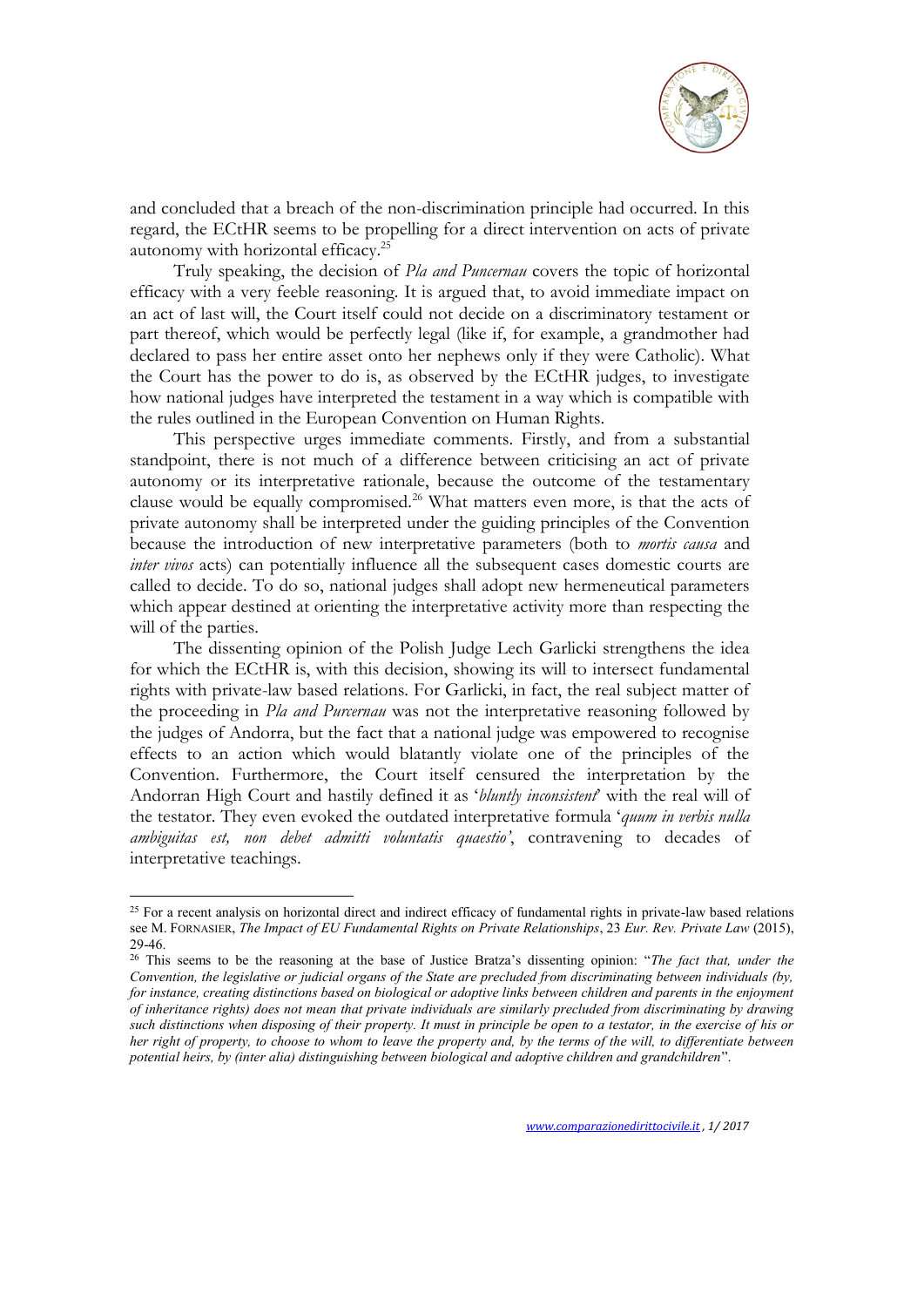and concluded that a breach of the non-discrimination principle had occurred. In this regard, the ECtHR seems to be propelling for a direct intervention on acts of private autonomy with horizontal efficacy.[25]

Truly speaking, the decision of *Pla and Puncernau* covers the topic of horizontal efficacy with a very feeble reasoning. It is argued that, to avoid immediate impact on an act of last will, the Court itself could not decide on a discriminatory testament or part thereof, which would be perfectly legal (like if, for example, a grandmother had declared to pass her entire asset onto her nephews only if they were Catholic). What the Court has the power to do is, as observed by the ECtHR judges, to investigate how national judges have interpreted the testament in a way which is compatible with the rules outlined in the European Convention on Human Rights.

This perspective urges immediate comments. Firstly, and from a substantial standpoint, there is not much of a difference between criticising an act of private autonomy or its interpretative rationale, because the outcome of the testamentary clause would be equally compromised.[26] What matters even more, is that the acts of private autonomy shall be interpreted under the guiding principles of the Convention because the introduction of new interpretative parameters (both to *mortis causa* and *inter vivos* acts) can potentially influence all the subsequent cases domestic courts are called to decide. To do so, national judges shall adopt new hermeneutical parameters which appear destined at orienting the interpretative activity more than respecting the will of the parties.

The dissenting opinion of the Polish Judge Lech Garlicki strengthens the idea for which the ECtHR is, with this decision, showing its will to intersect fundamental rights with private-law based relations. For Garlicki, in fact, the real subject matter of the proceeding in *Pla and Purcernau* was not the interpretative reasoning followed by the judges of Andorra, but the fact that a national judge was empowered to recognise effects to an action which would blatantly violate one of the principles of the Convention. Furthermore, the Court itself censured the interpretation by the Andorran High Court and hastily defined it as '*bluntly inconsistent*' with the real will of the testator. They even evoked the outdated interpretative formula '*quum in verbis nulla ambiguitas est, non debet admitti voluntatis quaestio'*, contravening to decades of interpretative teachings.

---

[25] For a recent analysis on horizontal direct and indirect efficacy of fundamental rights in private-law based relations see M. FORNASIER, *The Impact of EU Fundamental Rights on Private Relationships*, 23 *Eur. Rev. Private Law* (2015), 29-46.

[26] This seems to be the reasoning at the base of Justice Bratza's dissenting opinion: "*The fact that, under the Convention, the legislative or judicial organs of the State are precluded from discriminating between individuals (by, for instance, creating distinctions based on biological or adoptive links between children and parents in the enjoyment of inheritance rights) does not mean that private individuals are similarly precluded from discriminating by drawing such distinctions when disposing of their property. It must in principle be open to a testator, in the exercise of his or her right of property, to choose to whom to leave the property and, by the terms of the will, to differentiate between potential heirs, by (inter alia) distinguishing between biological and adoptive children and grandchildren*".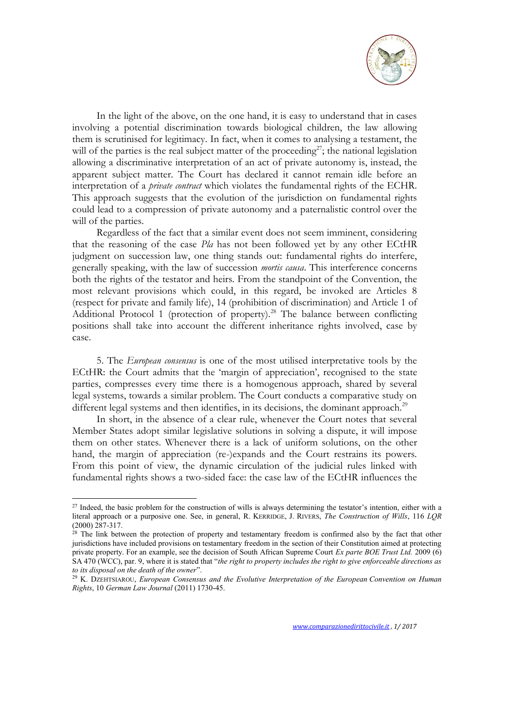In the light of the above, on the one hand, it is easy to understand that in cases involving a potential discrimination towards biological children, the law allowing them is scrutinised for legitimacy. In fact, when it comes to analysing a testament, the will of the parties is the real subject matter of the proceeding[27]; the national legislation allowing a discriminative interpretation of an act of private autonomy is, instead, the apparent subject matter. The Court has declared it cannot remain idle before an interpretation of a *private contract* which violates the fundamental rights of the ECHR. This approach suggests that the evolution of the jurisdiction on fundamental rights could lead to a compression of private autonomy and a paternalistic control over the will of the parties.

Regardless of the fact that a similar event does not seem imminent, considering that the reasoning of the case *Pla* has not been followed yet by any other ECtHR judgment on succession law, one thing stands out: fundamental rights do interfere, generally speaking, with the law of succession *mortis causa*. This interference concerns both the rights of the testator and heirs. From the standpoint of the Convention, the most relevant provisions which could, in this regard, be invoked are Articles 8 (respect for private and family life), 14 (prohibition of discrimination) and Article 1 of Additional Protocol 1 (protection of property).[28] The balance between conflicting positions shall take into account the different inheritance rights involved, case by case.

5. The *European consensus* is one of the most utilised interpretative tools by the ECtHR: the Court admits that the 'margin of appreciation', recognised to the state parties, compresses every time there is a homogenous approach, shared by several legal systems, towards a similar problem. The Court conducts a comparative study on different legal systems and then identifies, in its decisions, the dominant approach.[29]

In short, in the absence of a clear rule, whenever the Court notes that several Member States adopt similar legislative solutions in solving a dispute, it will impose them on other states. Whenever there is a lack of uniform solutions, on the other hand, the margin of appreciation (re-)expands and the Court restrains its powers. From this point of view, the dynamic circulation of the judicial rules linked with fundamental rights shows a two-sided face: the case law of the ECtHR influences the

---

[27] Indeed, the basic problem for the construction of wills is always determining the testator's intention, either with a literal approach or a purposive one. See, in general, R. KERRIDGE, J. RIVERS, *The Construction of Wills*, 116 *LQR* (2000) 287-317.

[28] The link between the protection of property and testamentary freedom is confirmed also by the fact that other jurisdictions have included provisions on testamentary freedom in the section of their Constitution aimed at protecting private property. For an example, see the decision of South African Supreme Court *Ex parte BOE Trust Ltd.* 2009 (6) SA 470 (WCC), par. 9, where it is stated that "*the right to property includes the right to give enforceable directions as to its disposal on the death of the owner*".

[29] K. DZEHTSIAROU, *European Consensus and the Evolutive Interpretation of the European Convention on Human Rights*, 10 *German Law Journal* (2011) 1730-45.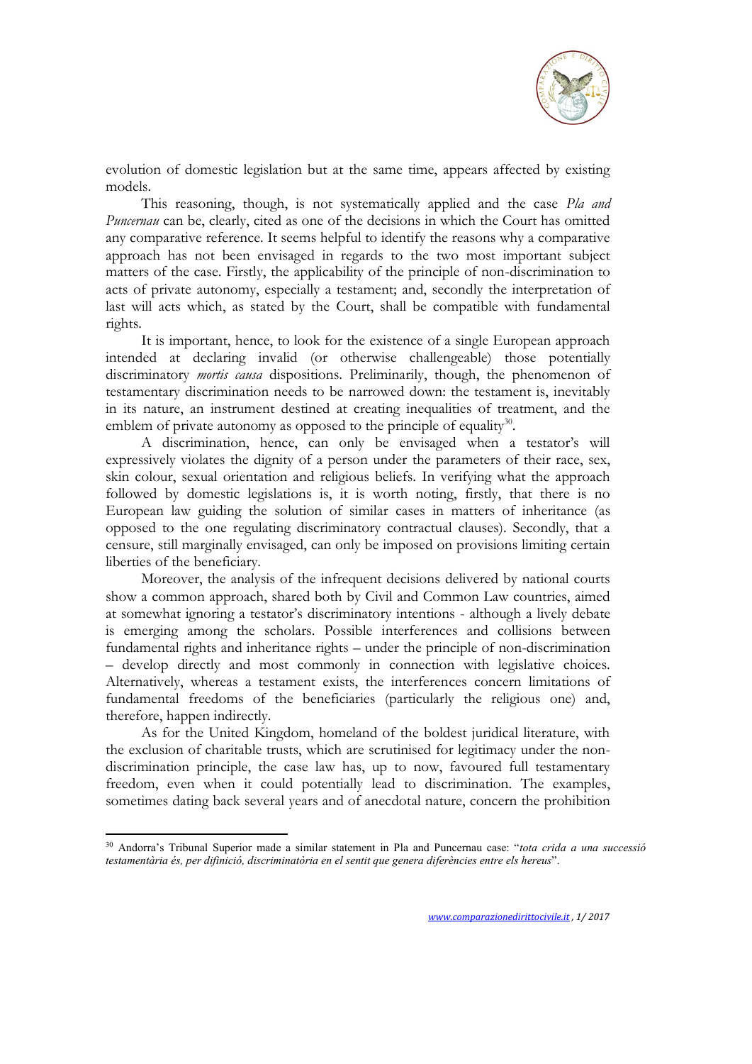evolution of domestic legislation but at the same time, appears affected by existing models.

This reasoning, though, is not systematically applied and the case *Pla and Puncernau* can be, clearly, cited as one of the decisions in which the Court has omitted any comparative reference. It seems helpful to identify the reasons why a comparative approach has not been envisaged in regards to the two most important subject matters of the case. Firstly, the applicability of the principle of non-discrimination to acts of private autonomy, especially a testament; and, secondly the interpretation of last will acts which, as stated by the Court, shall be compatible with fundamental rights.

It is important, hence, to look for the existence of a single European approach intended at declaring invalid (or otherwise challengeable) those potentially discriminatory *mortis causa* dispositions. Preliminarily, though, the phenomenon of testamentary discrimination needs to be narrowed down: the testament is, inevitably in its nature, an instrument destined at creating inequalities of treatment, and the emblem of private autonomy as opposed to the principle of equality[30].

A discrimination, hence, can only be envisaged when a testator's will expressively violates the dignity of a person under the parameters of their race, sex, skin colour, sexual orientation and religious beliefs. In verifying what the approach followed by domestic legislations is, it is worth noting, firstly, that there is no European law guiding the solution of similar cases in matters of inheritance (as opposed to the one regulating discriminatory contractual clauses). Secondly, that a censure, still marginally envisaged, can only be imposed on provisions limiting certain liberties of the beneficiary.

Moreover, the analysis of the infrequent decisions delivered by national courts show a common approach, shared both by Civil and Common Law countries, aimed at somewhat ignoring a testator's discriminatory intentions - although a lively debate is emerging among the scholars. Possible interferences and collisions between fundamental rights and inheritance rights – under the principle of non-discrimination – develop directly and most commonly in connection with legislative choices. Alternatively, whereas a testament exists, the interferences concern limitations of fundamental freedoms of the beneficiaries (particularly the religious one) and, therefore, happen indirectly.

As for the United Kingdom, homeland of the boldest juridical literature, with the exclusion of charitable trusts, which are scrutinised for legitimacy under the non-discrimination principle, the case law has, up to now, favoured full testamentary freedom, even when it could potentially lead to discrimination. The examples, sometimes dating back several years and of anecdotal nature, concern the prohibition

---

[30] Andorra's Tribunal Superior made a similar statement in Pla and Puncernau case: "*tota crida a una successió testamentària és, per difinició, discriminatòria en el sentit que genera diferències entre els hereus*".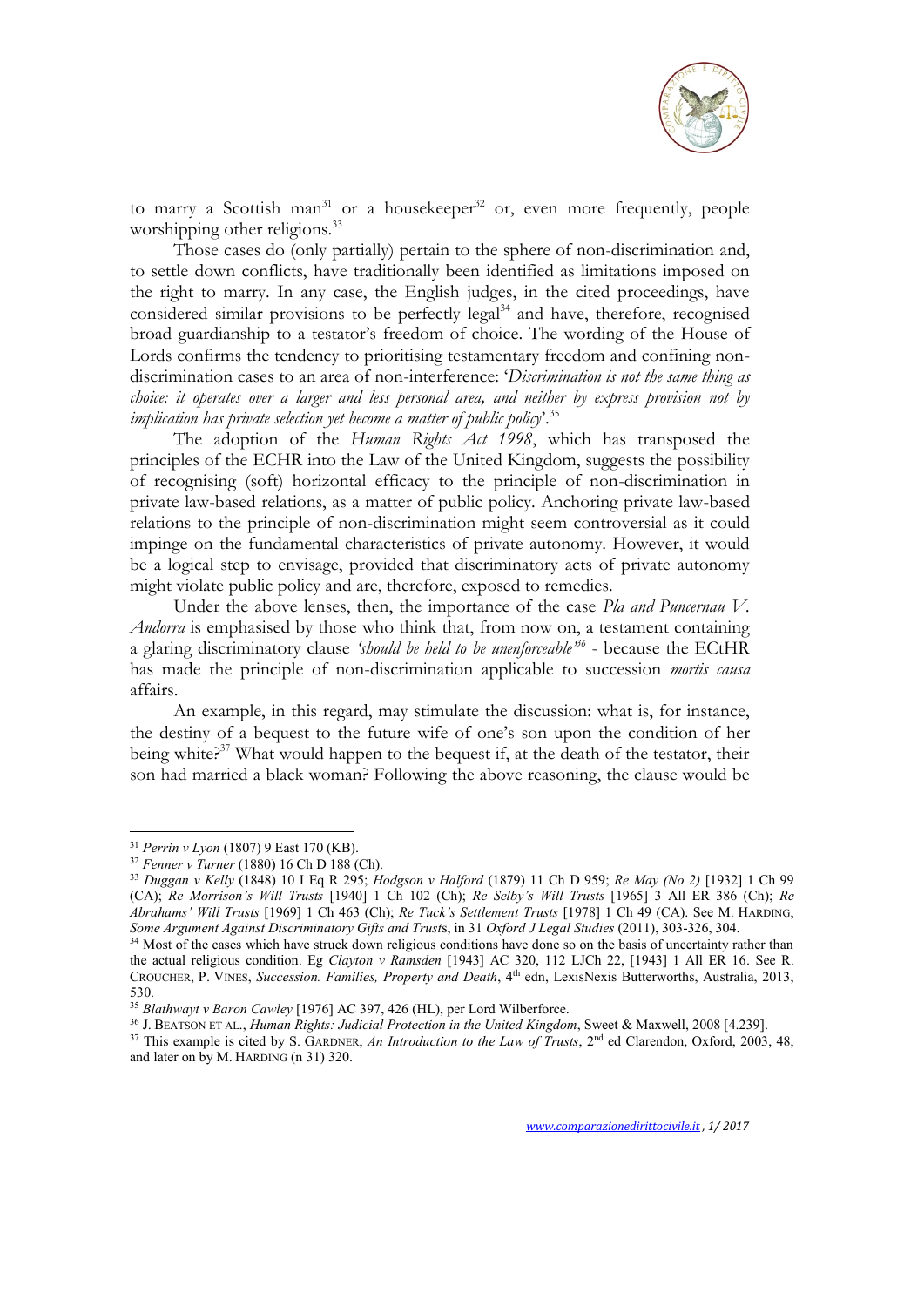to marry a Scottish man[31] or a housekeeper[32] or, even more frequently, people worshipping other religions.[33]

Those cases do (only partially) pertain to the sphere of non-discrimination and, to settle down conflicts, have traditionally been identified as limitations imposed on the right to marry. In any case, the English judges, in the cited proceedings, have considered similar provisions to be perfectly legal[34] and have, therefore, recognised broad guardianship to a testator's freedom of choice. The wording of the House of Lords confirms the tendency to prioritising testamentary freedom and confining non-discrimination cases to an area of non-interference: '*Discrimination is not the same thing as choice: it operates over a larger and less personal area, and neither by express provision not by implication has private selection yet become a matter of public policy*'.[35]

The adoption of the *Human Rights Act 1998*, which has transposed the principles of the ECHR into the Law of the United Kingdom, suggests the possibility of recognising (soft) horizontal efficacy to the principle of non-discrimination in private law-based relations, as a matter of public policy. Anchoring private law-based relations to the principle of non-discrimination might seem controversial as it could impinge on the fundamental characteristics of private autonomy. However, it would be a logical step to envisage, provided that discriminatory acts of private autonomy might violate public policy and are, therefore, exposed to remedies.

Under the above lenses, then, the importance of the case *Pla and Puncernau V. Andorra* is emphasised by those who think that, from now on, a testament containing a glaring discriminatory clause *'should be held to be unenforceable'*[36] - because the ECtHR has made the principle of non-discrimination applicable to succession *mortis causa* affairs.

An example, in this regard, may stimulate the discussion: what is, for instance, the destiny of a bequest to the future wife of one's son upon the condition of her being white?[37] What would happen to the bequest if, at the death of the testator, their son had married a black woman? Following the above reasoning, the clause would be

---

[31] *Perrin v Lyon* (1807) 9 East 170 (KB).

[32] *Fenner v Turner* (1880) 16 Ch D 188 (Ch).

[33] *Duggan v Kelly* (1848) 10 I Eq R 295; *Hodgson v Halford* (1879) 11 Ch D 959; *Re May (No 2)* [1932] 1 Ch 99 (CA); *Re Morrison's Will Trusts* [1940] 1 Ch 102 (Ch); *Re Selby's Will Trusts* [1965] 3 All ER 386 (Ch); *Re Abrahams' Will Trusts* [1969] 1 Ch 463 (Ch); *Re Tuck's Settlement Trusts* [1978] 1 Ch 49 (CA). See M. HARDING, *Some Argument Against Discriminatory Gifts and Trusts*, in 31 *Oxford J Legal Studies* (2011), 303-326, 304.

[34] Most of the cases which have struck down religious conditions have done so on the basis of uncertainty rather than the actual religious condition. Eg *Clayton v Ramsden* [1943] AC 320, 112 LJCh 22, [1943] 1 All ER 16. See R. CROUCHER, P. VINES, *Succession. Families, Property and Death*, 4th edn, LexisNexis Butterworths, Australia, 2013, 530.

[35] *Blathwayt v Baron Cawley* [1976] AC 397, 426 (HL), per Lord Wilberforce.

[36] J. BEATSON ET AL., *Human Rights: Judicial Protection in the United Kingdom*, Sweet & Maxwell, 2008 [4.239].

[37] This example is cited by S. GARDNER, *An Introduction to the Law of Trusts*, 2nd ed Clarendon, Oxford, 2003, 48, and later on by M. HARDING (n 31) 320.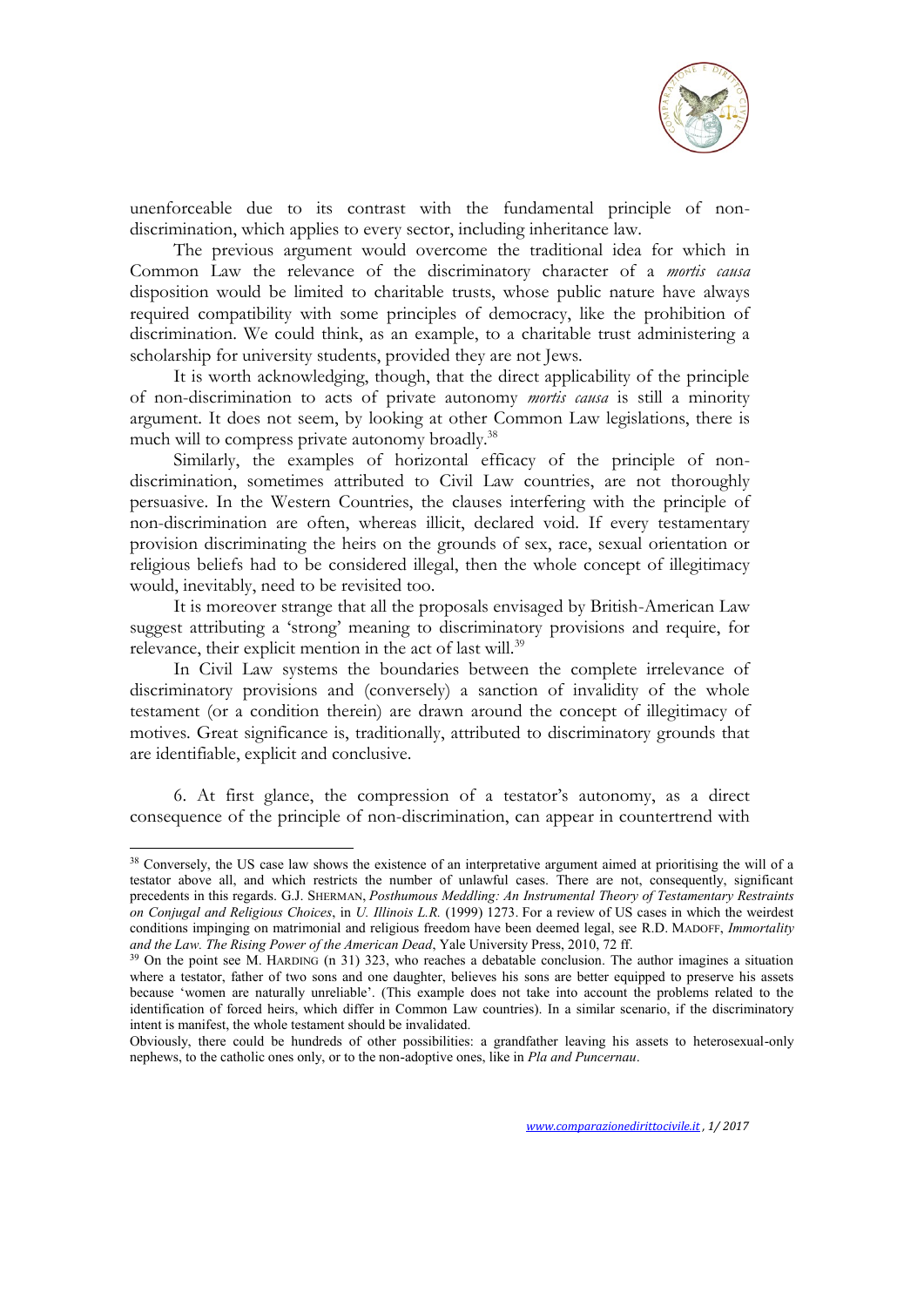unenforceable due to its contrast with the fundamental principle of non-discrimination, which applies to every sector, including inheritance law.

The previous argument would overcome the traditional idea for which in Common Law the relevance of the discriminatory character of a *mortis causa* disposition would be limited to charitable trusts, whose public nature have always required compatibility with some principles of democracy, like the prohibition of discrimination. We could think, as an example, to a charitable trust administering a scholarship for university students, provided they are not Jews.

It is worth acknowledging, though, that the direct applicability of the principle of non-discrimination to acts of private autonomy *mortis causa* is still a minority argument. It does not seem, by looking at other Common Law legislations, there is much will to compress private autonomy broadly.[38]

Similarly, the examples of horizontal efficacy of the principle of non-discrimination, sometimes attributed to Civil Law countries, are not thoroughly persuasive. In the Western Countries, the clauses interfering with the principle of non-discrimination are often, whereas illicit, declared void. If every testamentary provision discriminating the heirs on the grounds of sex, race, sexual orientation or religious beliefs had to be considered illegal, then the whole concept of illegitimacy would, inevitably, need to be revisited too.

It is moreover strange that all the proposals envisaged by British-American Law suggest attributing a 'strong' meaning to discriminatory provisions and require, for relevance, their explicit mention in the act of last will.[39]

In Civil Law systems the boundaries between the complete irrelevance of discriminatory provisions and (conversely) a sanction of invalidity of the whole testament (or a condition therein) are drawn around the concept of illegitimacy of motives. Great significance is, traditionally, attributed to discriminatory grounds that are identifiable, explicit and conclusive.

6. At first glance, the compression of a testator's autonomy, as a direct consequence of the principle of non-discrimination, can appear in countertrend with

---

[38] Conversely, the US case law shows the existence of an interpretative argument aimed at prioritising the will of a testator above all, and which restricts the number of unlawful cases. There are not, consequently, significant precedents in this regards. G.J. SHERMAN, *Posthumous Meddling: An Instrumental Theory of Testamentary Restraints on Conjugal and Religious Choices*, in *U. Illinois L.R.* (1999) 1273. For a review of US cases in which the weirdest conditions impinging on matrimonial and religious freedom have been deemed legal, see R.D. MADOFF, *Immortality and the Law. The Rising Power of the American Dead*, Yale University Press, 2010, 72 ff.

[39] On the point see M. HARDING (n 31) 323, who reaches a debatable conclusion. The author imagines a situation where a testator, father of two sons and one daughter, believes his sons are better equipped to preserve his assets because 'women are naturally unreliable'. (This example does not take into account the problems related to the identification of forced heirs, which differ in Common Law countries). In a similar scenario, if the discriminatory intent is manifest, the whole testament should be invalidated.

Obviously, there could be hundreds of other possibilities: a grandfather leaving his assets to heterosexual-only nephews, to the catholic ones only, or to the non-adoptive ones, like in *Pla and Puncernau*.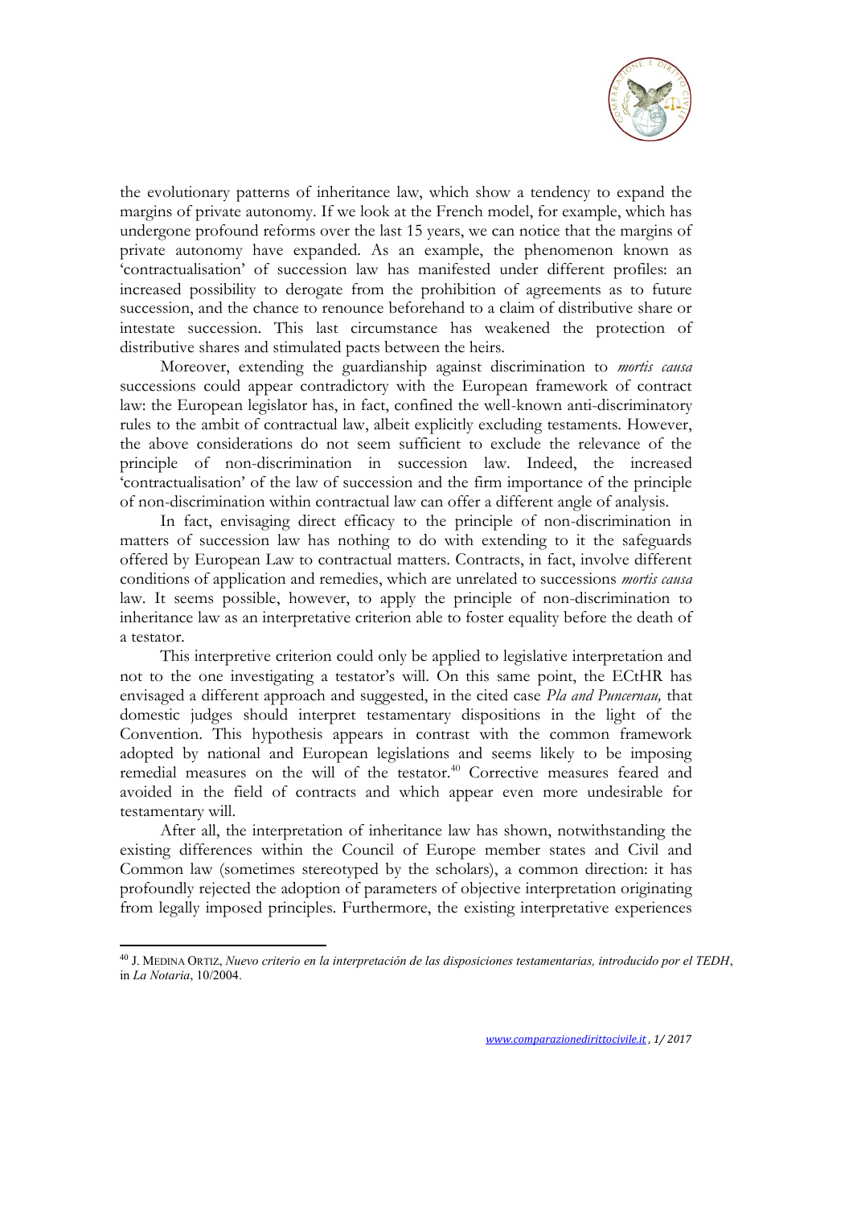the evolutionary patterns of inheritance law, which show a tendency to expand the margins of private autonomy. If we look at the French model, for example, which has undergone profound reforms over the last 15 years, we can notice that the margins of private autonomy have expanded. As an example, the phenomenon known as 'contractualisation' of succession law has manifested under different profiles: an increased possibility to derogate from the prohibition of agreements as to future succession, and the chance to renounce beforehand to a claim of distributive share or intestate succession. This last circumstance has weakened the protection of distributive shares and stimulated pacts between the heirs.

Moreover, extending the guardianship against discrimination to *mortis causa* successions could appear contradictory with the European framework of contract law: the European legislator has, in fact, confined the well-known anti-discriminatory rules to the ambit of contractual law, albeit explicitly excluding testaments. However, the above considerations do not seem sufficient to exclude the relevance of the principle of non-discrimination in succession law. Indeed, the increased 'contractualisation' of the law of succession and the firm importance of the principle of non-discrimination within contractual law can offer a different angle of analysis.

In fact, envisaging direct efficacy to the principle of non-discrimination in matters of succession law has nothing to do with extending to it the safeguards offered by European Law to contractual matters. Contracts, in fact, involve different conditions of application and remedies, which are unrelated to successions *mortis causa* law. It seems possible, however, to apply the principle of non-discrimination to inheritance law as an interpretative criterion able to foster equality before the death of a testator.

This interpretive criterion could only be applied to legislative interpretation and not to the one investigating a testator's will. On this same point, the ECtHR has envisaged a different approach and suggested, in the cited case *Pla and Puncernau,* that domestic judges should interpret testamentary dispositions in the light of the Convention. This hypothesis appears in contrast with the common framework adopted by national and European legislations and seems likely to be imposing remedial measures on the will of the testator.[40] Corrective measures feared and avoided in the field of contracts and which appear even more undesirable for testamentary will.

After all, the interpretation of inheritance law has shown, notwithstanding the existing differences within the Council of Europe member states and Civil and Common law (sometimes stereotyped by the scholars), a common direction: it has profoundly rejected the adoption of parameters of objective interpretation originating from legally imposed principles. Furthermore, the existing interpretative experiences

---

[40] J. MEDINA ORTIZ, *Nuevo criterio en la interpretación de las disposiciones testamentarias, introducido por el TEDH*, in *La Notaria*, 10/2004.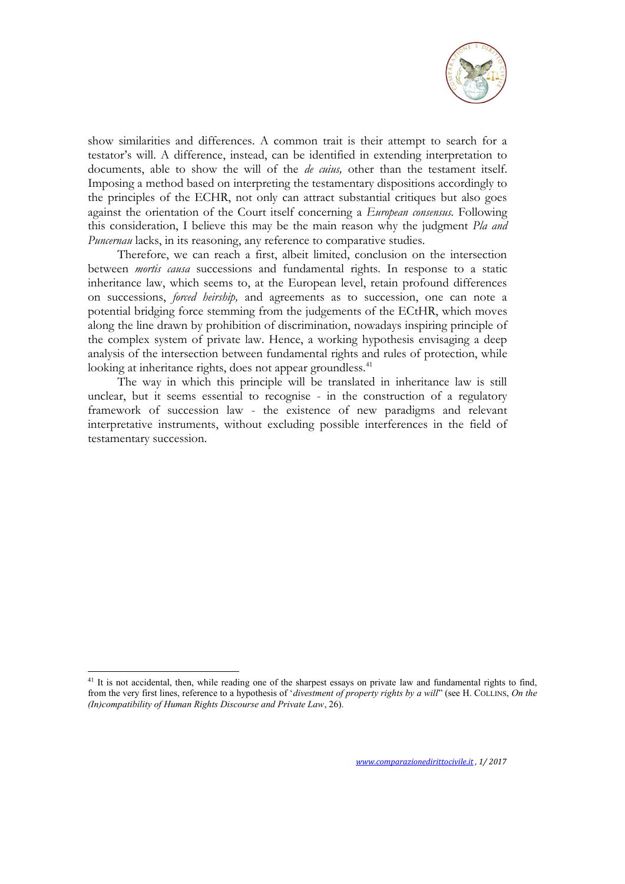show similarities and differences. A common trait is their attempt to search for a testator's will. A difference, instead, can be identified in extending interpretation to documents, able to show the will of the *de cuius,* other than the testament itself. Imposing a method based on interpreting the testamentary dispositions accordingly to the principles of the ECHR, not only can attract substantial critiques but also goes against the orientation of the Court itself concerning a *European consensus.* Following this consideration, I believe this may be the main reason why the judgment *Pla and Puncernau* lacks, in its reasoning, any reference to comparative studies.

Therefore, we can reach a first, albeit limited, conclusion on the intersection between *mortis causa* successions and fundamental rights. In response to a static inheritance law, which seems to, at the European level, retain profound differences on successions, *forced heirship,* and agreements as to succession, one can note a potential bridging force stemming from the judgements of the ECtHR, which moves along the line drawn by prohibition of discrimination, nowadays inspiring principle of the complex system of private law. Hence, a working hypothesis envisaging a deep analysis of the intersection between fundamental rights and rules of protection, while looking at inheritance rights, does not appear groundless.[41]

The way in which this principle will be translated in inheritance law is still unclear, but it seems essential to recognise - in the construction of a regulatory framework of succession law - the existence of new paradigms and relevant interpretative instruments, without excluding possible interferences in the field of testamentary succession.

---

[41] It is not accidental, then, while reading one of the sharpest essays on private law and fundamental rights to find, from the very first lines, reference to a hypothesis of '*divestment of property rights by a will*' (see H. COLLINS, *On the (In)compatibility of Human Rights Discourse and Private Law*, 26).